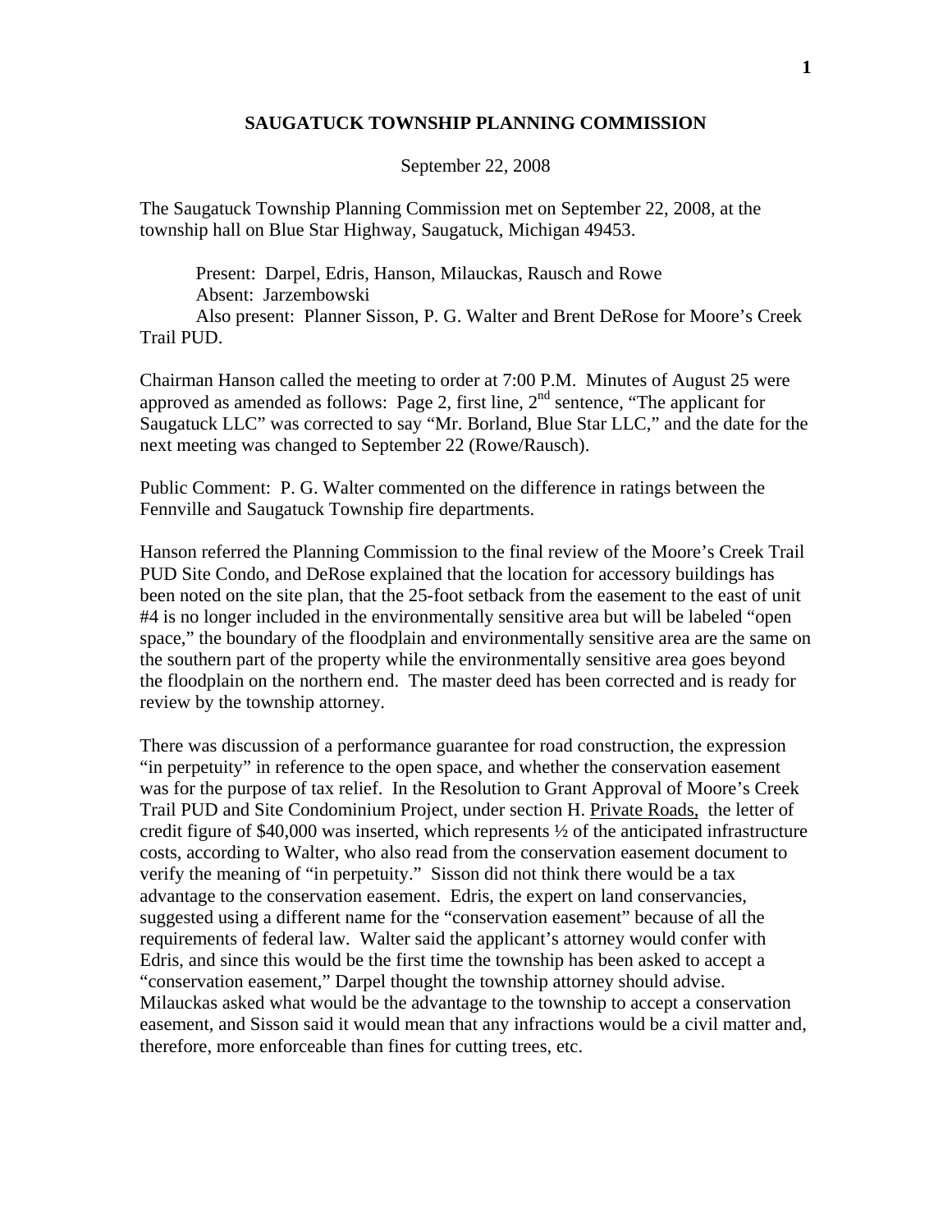# SAUGATUCK TOWNSHIP PLANNING COMMISSION

September 22, 2008

The Saugatuck Township Planning Commission met on September 22, 2008, at the township hall on Blue Star Highway, Saugatuck, Michigan 49453.

Present: Darpel, Edris, Hanson, Milauckas, Rausch and Rowe
Absent: Jarzembowski
Also present: Planner Sisson, P. G. Walter and Brent DeRose for Moore's Creek Trail PUD.

Chairman Hanson called the meeting to order at 7:00 P.M. Minutes of August 25 were approved as amended as follows: Page 2, first line, 2nd sentence, "The applicant for Saugatuck LLC" was corrected to say "Mr. Borland, Blue Star LLC," and the date for the next meeting was changed to September 22 (Rowe/Rausch).

Public Comment: P. G. Walter commented on the difference in ratings between the Fennville and Saugatuck Township fire departments.

Hanson referred the Planning Commission to the final review of the Moore's Creek Trail PUD Site Condo, and DeRose explained that the location for accessory buildings has been noted on the site plan, that the 25-foot setback from the easement to the east of unit #4 is no longer included in the environmentally sensitive area but will be labeled "open space," the boundary of the floodplain and environmentally sensitive area are the same on the southern part of the property while the environmentally sensitive area goes beyond the floodplain on the northern end. The master deed has been corrected and is ready for review by the township attorney.

There was discussion of a performance guarantee for road construction, the expression "in perpetuity" in reference to the open space, and whether the conservation easement was for the purpose of tax relief. In the Resolution to Grant Approval of Moore's Creek Trail PUD and Site Condominium Project, under section H. <u>Private Roads,</u> the letter of credit figure of $40,000 was inserted, which represents ½ of the anticipated infrastructure costs, according to Walter, who also read from the conservation easement document to verify the meaning of "in perpetuity." Sisson did not think there would be a tax advantage to the conservation easement. Edris, the expert on land conservancies, suggested using a different name for the "conservation easement" because of all the requirements of federal law. Walter said the applicant's attorney would confer with Edris, and since this would be the first time the township has been asked to accept a "conservation easement," Darpel thought the township attorney should advise. Milauckas asked what would be the advantage to the township to accept a conservation easement, and Sisson said it would mean that any infractions would be a civil matter and, therefore, more enforceable than fines for cutting trees, etc.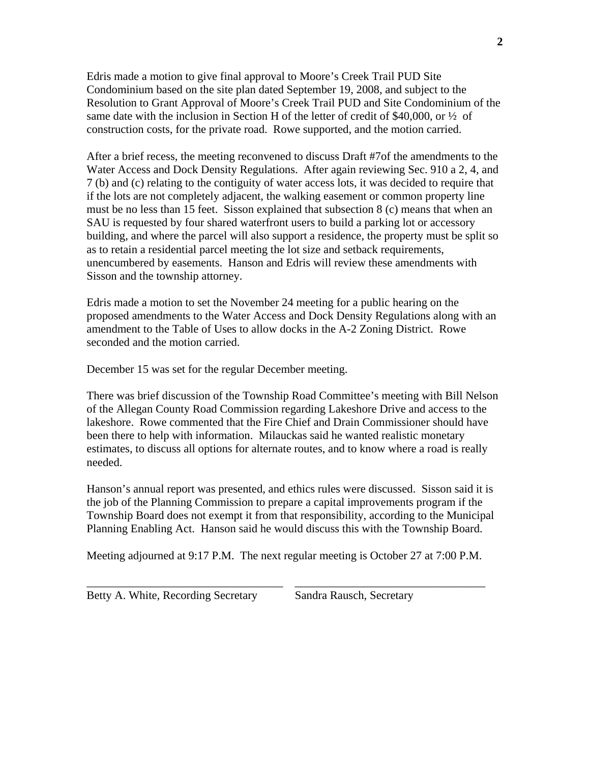Edris made a motion to give final approval to Moore's Creek Trail PUD Site Condominium based on the site plan dated September 19, 2008, and subject to the Resolution to Grant Approval of Moore's Creek Trail PUD and Site Condominium of the same date with the inclusion in Section H of the letter of credit of $40,000, or ½ of construction costs, for the private road. Rowe supported, and the motion carried.

After a brief recess, the meeting reconvened to discuss Draft #7of the amendments to the Water Access and Dock Density Regulations. After again reviewing Sec. 910 a 2, 4, and 7 (b) and (c) relating to the contiguity of water access lots, it was decided to require that if the lots are not completely adjacent, the walking easement or common property line must be no less than 15 feet. Sisson explained that subsection 8 (c) means that when an SAU is requested by four shared waterfront users to build a parking lot or accessory building, and where the parcel will also support a residence, the property must be split so as to retain a residential parcel meeting the lot size and setback requirements, unencumbered by easements. Hanson and Edris will review these amendments with Sisson and the township attorney.

Edris made a motion to set the November 24 meeting for a public hearing on the proposed amendments to the Water Access and Dock Density Regulations along with an amendment to the Table of Uses to allow docks in the A-2 Zoning District. Rowe seconded and the motion carried.

December 15 was set for the regular December meeting.

There was brief discussion of the Township Road Committee's meeting with Bill Nelson of the Allegan County Road Commission regarding Lakeshore Drive and access to the lakeshore. Rowe commented that the Fire Chief and Drain Commissioner should have been there to help with information. Milauckas said he wanted realistic monetary estimates, to discuss all options for alternate routes, and to know where a road is really needed.

Hanson's annual report was presented, and ethics rules were discussed. Sisson said it is the job of the Planning Commission to prepare a capital improvements program if the Township Board does not exempt it from that responsibility, according to the Municipal Planning Enabling Act. Hanson said he would discuss this with the Township Board.

Meeting adjourned at 9:17 P.M. The next regular meeting is October 27 at 7:00 P.M.

\_\_\_\_\_\_\_\_\_\_\_\_\_\_\_\_\_\_\_\_\_\_\_\_\_\_\_\_\_\_\_\_\_\_ \_\_\_\_\_\_\_\_\_\_\_\_\_\_\_\_\_\_\_\_\_\_\_\_\_\_\_\_\_\_\_\_\_\_

Betty A. White, Recording Secretary Sandra Rausch, Secretary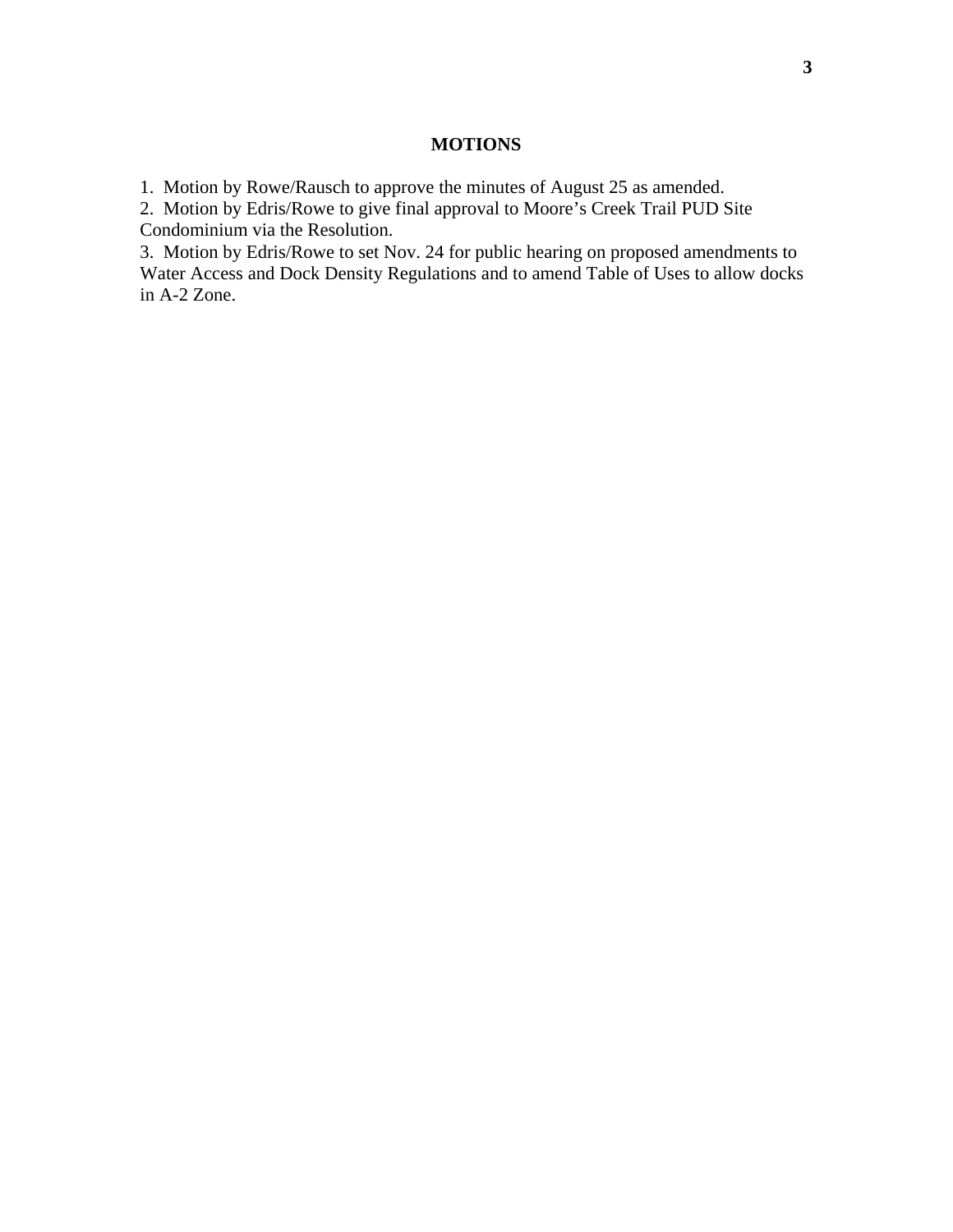## MOTIONS

1. Motion by Rowe/Rausch to approve the minutes of August 25 as amended.
2. Motion by Edris/Rowe to give final approval to Moore's Creek Trail PUD Site Condominium via the Resolution.
3. Motion by Edris/Rowe to set Nov. 24 for public hearing on proposed amendments to Water Access and Dock Density Regulations and to amend Table of Uses to allow docks in A-2 Zone.